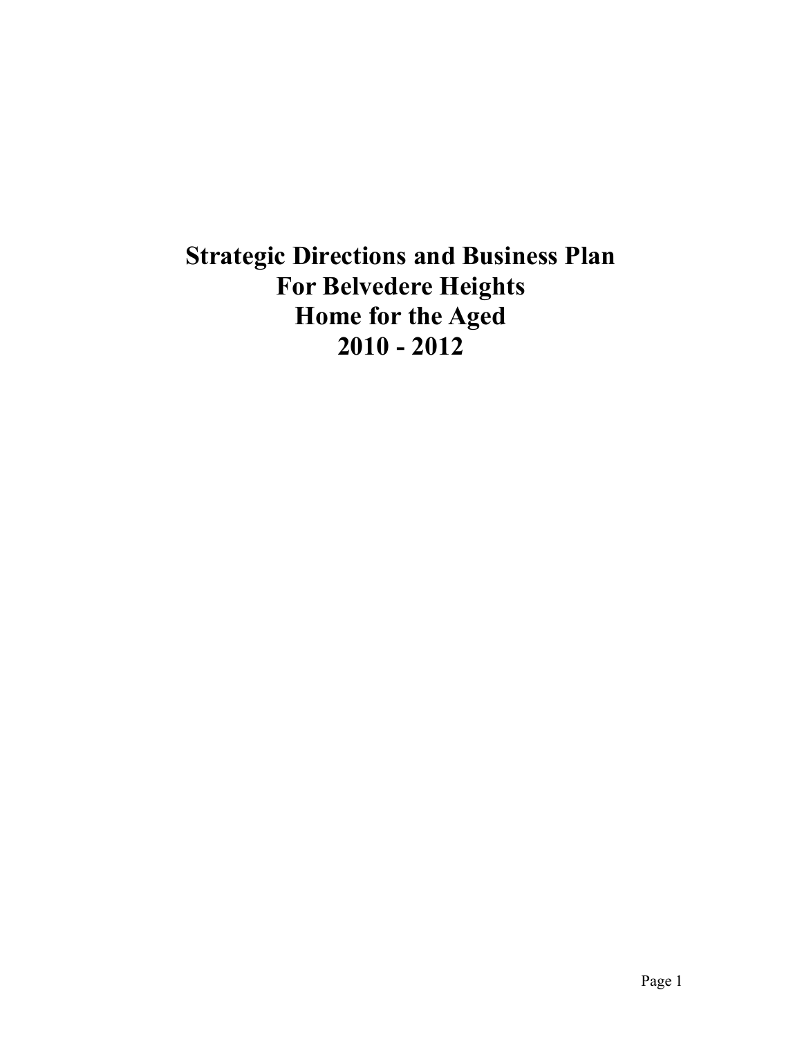# Strategic Directions and Business Plan For Belvedere Heights Home for the Aged 2010 - 2012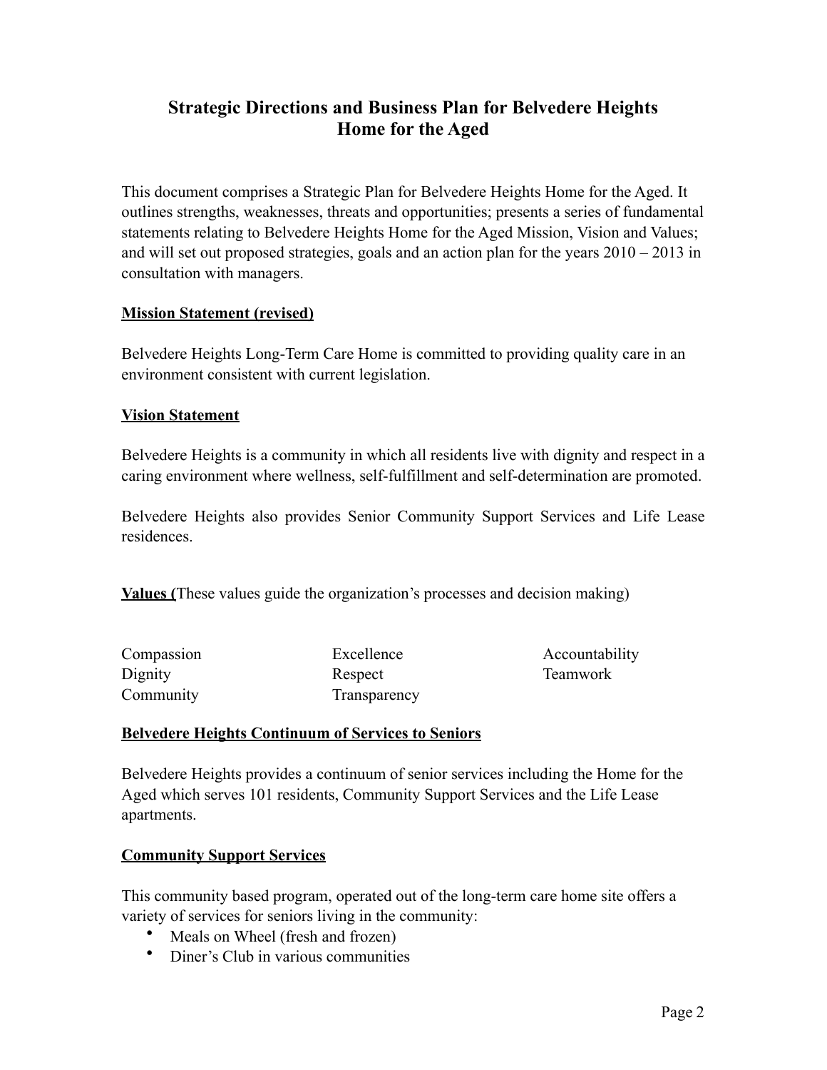# Strategic Directions and Business Plan for Belvedere Heights Home for the Aged

This document comprises a Strategic Plan for Belvedere Heights Home for the Aged. It outlines strengths, weaknesses, threats and opportunities; presents a series of fundamental statements relating to Belvedere Heights Home for the Aged Mission, Vision and Values; and will set out proposed strategies, goals and an action plan for the years 2010 – 2013 in consultation with managers.

**Mission Statement (revised)**

Belvedere Heights Long-Term Care Home is committed to providing quality care in an environment consistent with current legislation.

**Vision Statement**

Belvedere Heights is a community in which all residents live with dignity and respect in a caring environment where wellness, self-fulfillment and self-determination are promoted.

Belvedere Heights also provides Senior Community Support Services and Life Lease residences.

**Values (**These values guide the organization's processes and decision making)

| | | |
|---|---|---|
| Compassion | Excellence | Accountability |
| Dignity | Respect | Teamwork |
| Community | Transparency | |

**Belvedere Heights Continuum of Services to Seniors**

Belvedere Heights provides a continuum of senior services including the Home for the Aged which serves 101 residents, Community Support Services and the Life Lease apartments.

**Community Support Services**

This community based program, operated out of the long-term care home site offers a variety of services for seniors living in the community:

- Meals on Wheel (fresh and frozen)
- Diner's Club in various communities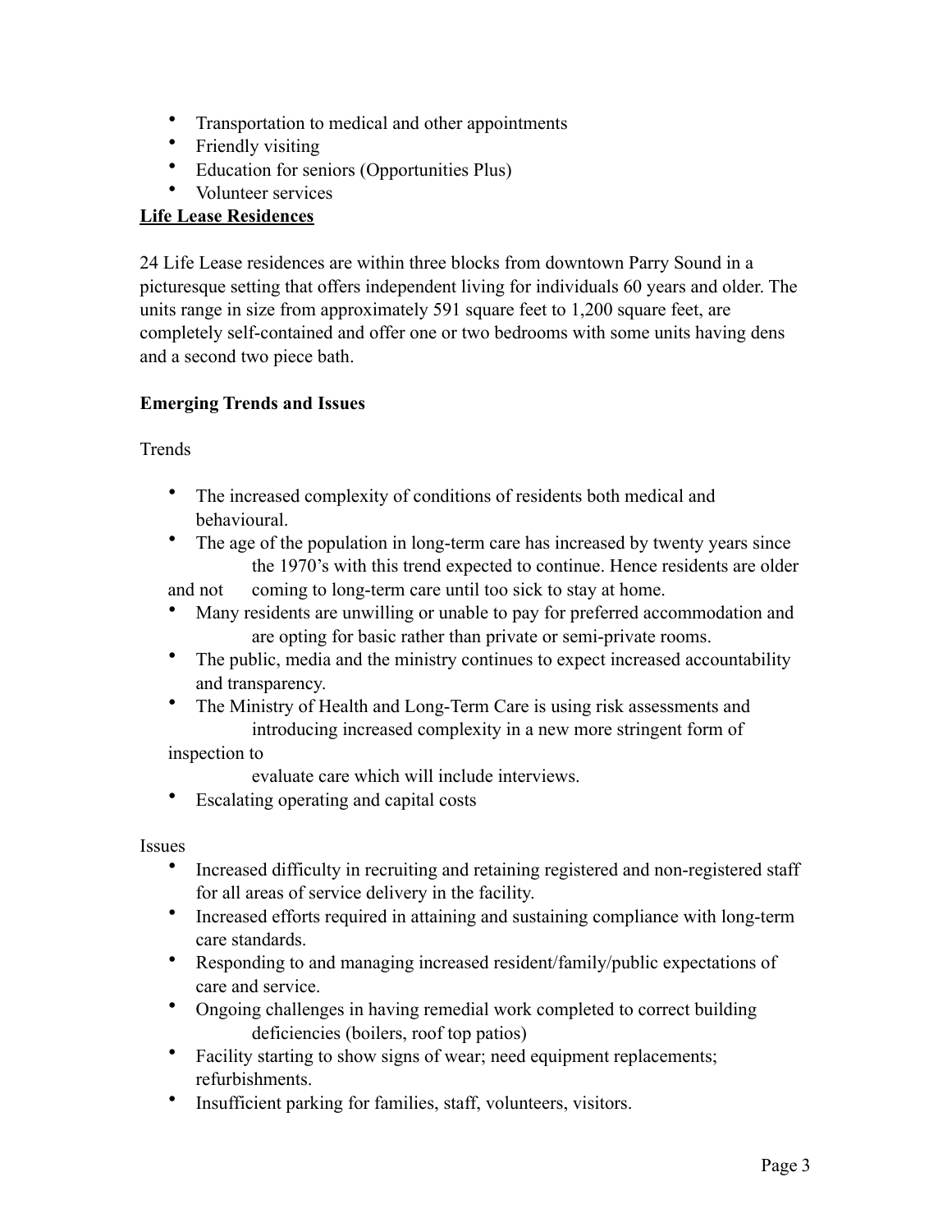- Transportation to medical and other appointments
- Friendly visiting
- Education for seniors (Opportunities Plus)
- Volunteer services

**Life Lease Residences**

24 Life Lease residences are within three blocks from downtown Parry Sound in a picturesque setting that offers independent living for individuals 60 years and older. The units range in size from approximately 591 square feet to 1,200 square feet, are completely self-contained and offer one or two bedrooms with some units having dens and a second two piece bath.

**Emerging Trends and Issues**

Trends

- The increased complexity of conditions of residents both medical and behavioural.
- The age of the population in long-term care has increased by twenty years since the 1970's with this trend expected to continue. Hence residents are older and not coming to long-term care until too sick to stay at home.
- Many residents are unwilling or unable to pay for preferred accommodation and are opting for basic rather than private or semi-private rooms.
- The public, media and the ministry continues to expect increased accountability and transparency.
- The Ministry of Health and Long-Term Care is using risk assessments and introducing increased complexity in a new more stringent form of inspection to evaluate care which will include interviews.
- Escalating operating and capital costs

Issues

- Increased difficulty in recruiting and retaining registered and non-registered staff for all areas of service delivery in the facility.
- Increased efforts required in attaining and sustaining compliance with long-term care standards.
- Responding to and managing increased resident/family/public expectations of care and service.
- Ongoing challenges in having remedial work completed to correct building deficiencies (boilers, roof top patios)
- Facility starting to show signs of wear; need equipment replacements; refurbishments.
- Insufficient parking for families, staff, volunteers, visitors.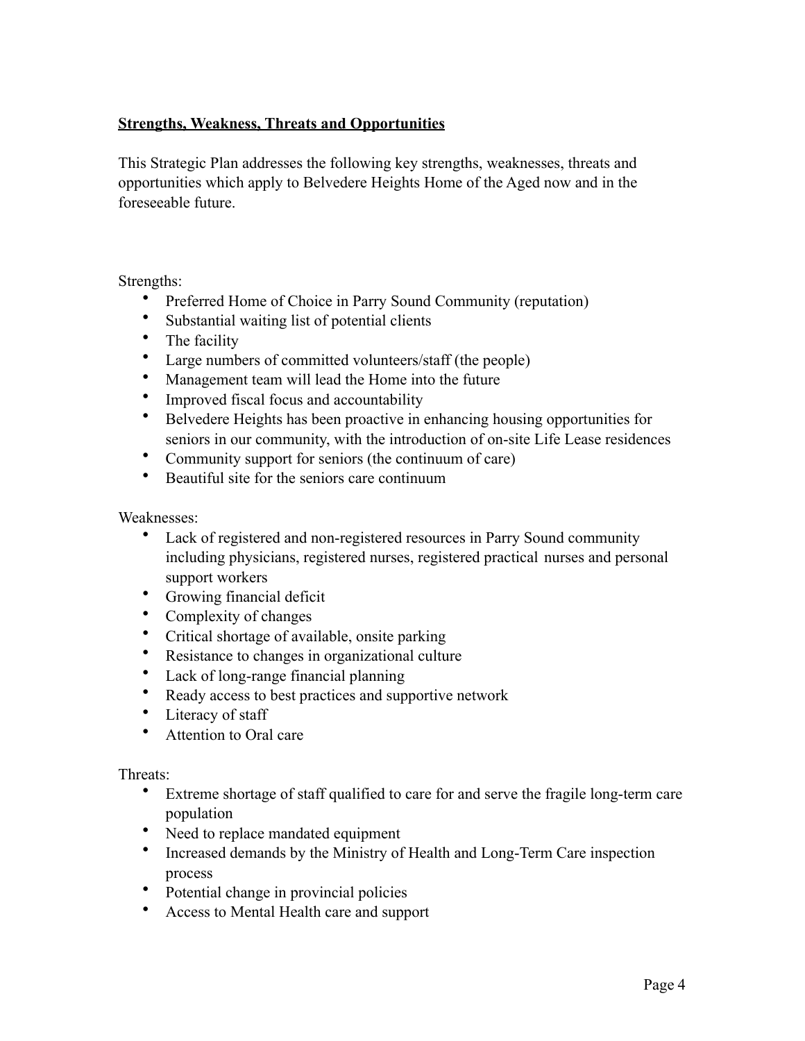## Strengths, Weakness, Threats and Opportunities

This Strategic Plan addresses the following key strengths, weaknesses, threats and opportunities which apply to Belvedere Heights Home of the Aged now and in the foreseeable future.

Strengths:

- Preferred Home of Choice in Parry Sound Community (reputation)
- Substantial waiting list of potential clients
- The facility
- Large numbers of committed volunteers/staff (the people)
- Management team will lead the Home into the future
- Improved fiscal focus and accountability
- Belvedere Heights has been proactive in enhancing housing opportunities for seniors in our community, with the introduction of on-site Life Lease residences
- Community support for seniors (the continuum of care)
- Beautiful site for the seniors care continuum

Weaknesses:

- Lack of registered and non-registered resources in Parry Sound community including physicians, registered nurses, registered practical nurses and personal support workers
- Growing financial deficit
- Complexity of changes
- Critical shortage of available, onsite parking
- Resistance to changes in organizational culture
- Lack of long-range financial planning
- Ready access to best practices and supportive network
- Literacy of staff
- Attention to Oral care

Threats:

- Extreme shortage of staff qualified to care for and serve the fragile long-term care population
- Need to replace mandated equipment
- Increased demands by the Ministry of Health and Long-Term Care inspection process
- Potential change in provincial policies
- Access to Mental Health care and support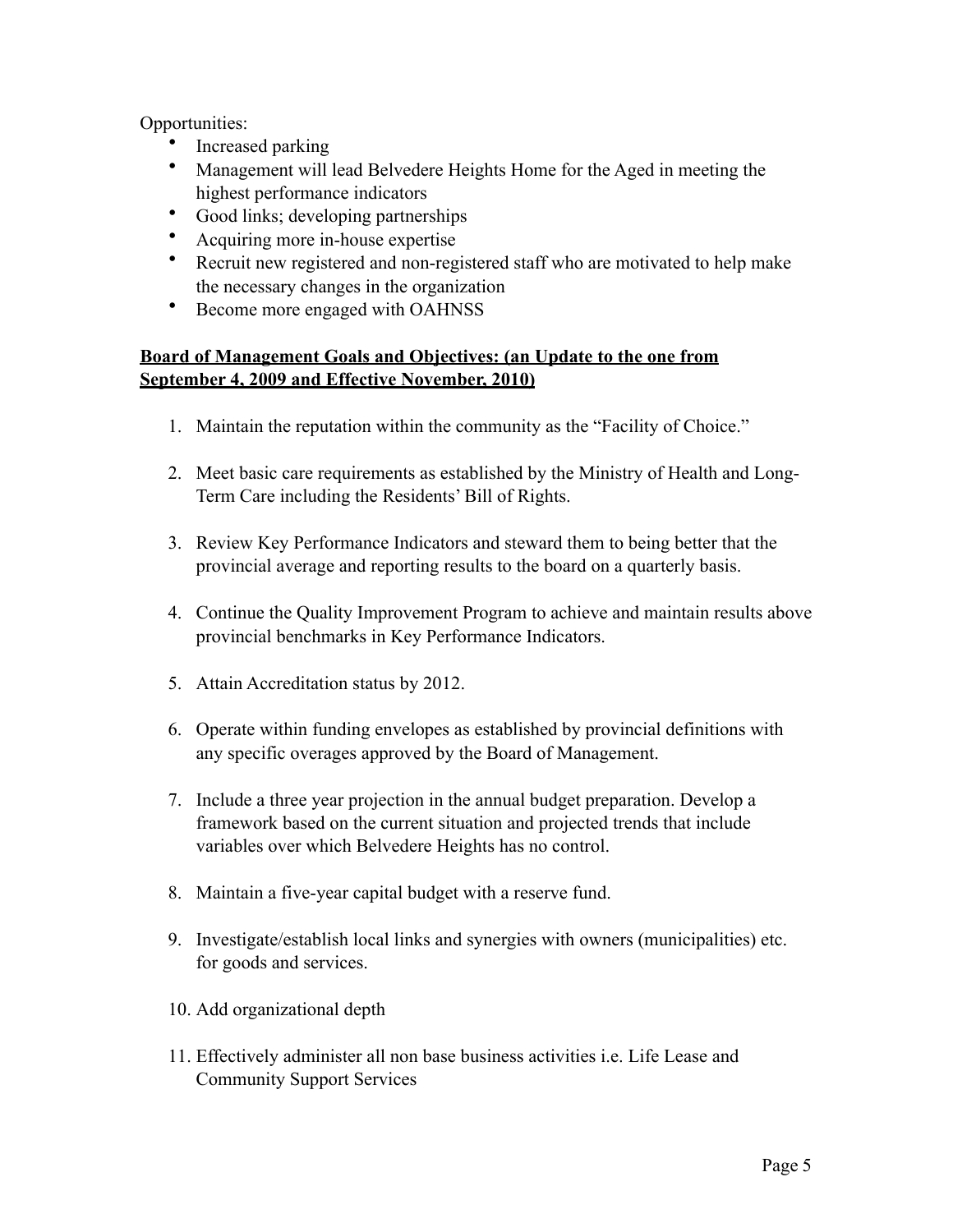Opportunities:

- Increased parking
- Management will lead Belvedere Heights Home for the Aged in meeting the highest performance indicators
- Good links; developing partnerships
- Acquiring more in-house expertise
- Recruit new registered and non-registered staff who are motivated to help make the necessary changes in the organization
- Become more engaged with OAHNSS

**Board of Management Goals and Objectives: (an Update to the one from September 4, 2009 and Effective November, 2010)**

1. Maintain the reputation within the community as the "Facility of Choice."
2. Meet basic care requirements as established by the Ministry of Health and Long-Term Care including the Residents' Bill of Rights.
3. Review Key Performance Indicators and steward them to being better that the provincial average and reporting results to the board on a quarterly basis.
4. Continue the Quality Improvement Program to achieve and maintain results above provincial benchmarks in Key Performance Indicators.
5. Attain Accreditation status by 2012.
6. Operate within funding envelopes as established by provincial definitions with any specific overages approved by the Board of Management.
7. Include a three year projection in the annual budget preparation. Develop a framework based on the current situation and projected trends that include variables over which Belvedere Heights has no control.
8. Maintain a five-year capital budget with a reserve fund.
9. Investigate/establish local links and synergies with owners (municipalities) etc. for goods and services.
10. Add organizational depth
11. Effectively administer all non base business activities i.e. Life Lease and Community Support Services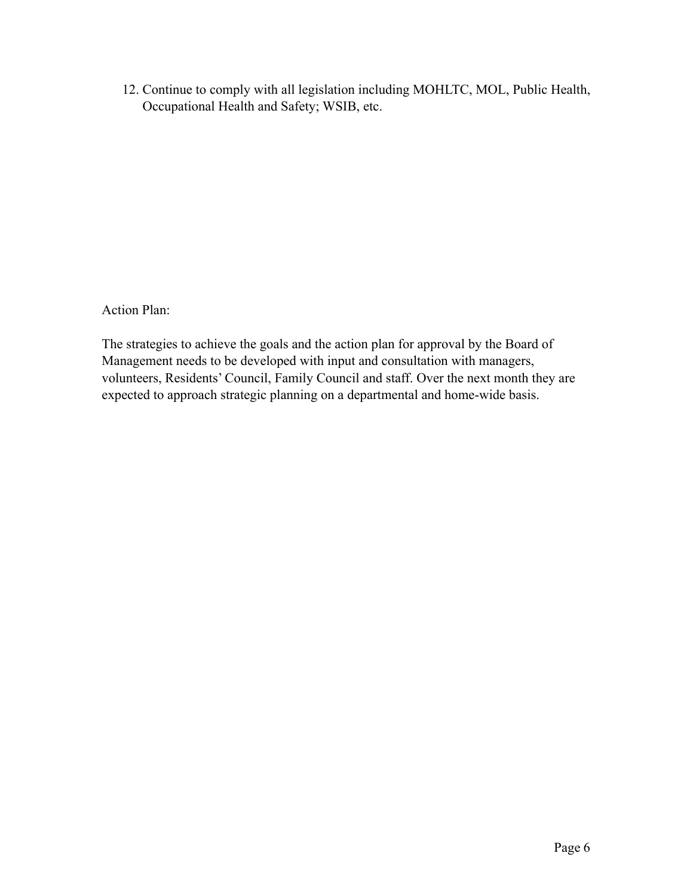12. Continue to comply with all legislation including MOHLTC, MOL, Public Health, Occupational Health and Safety; WSIB, etc.

Action Plan:

The strategies to achieve the goals and the action plan for approval by the Board of Management needs to be developed with input and consultation with managers, volunteers, Residents' Council, Family Council and staff. Over the next month they are expected to approach strategic planning on a departmental and home-wide basis.